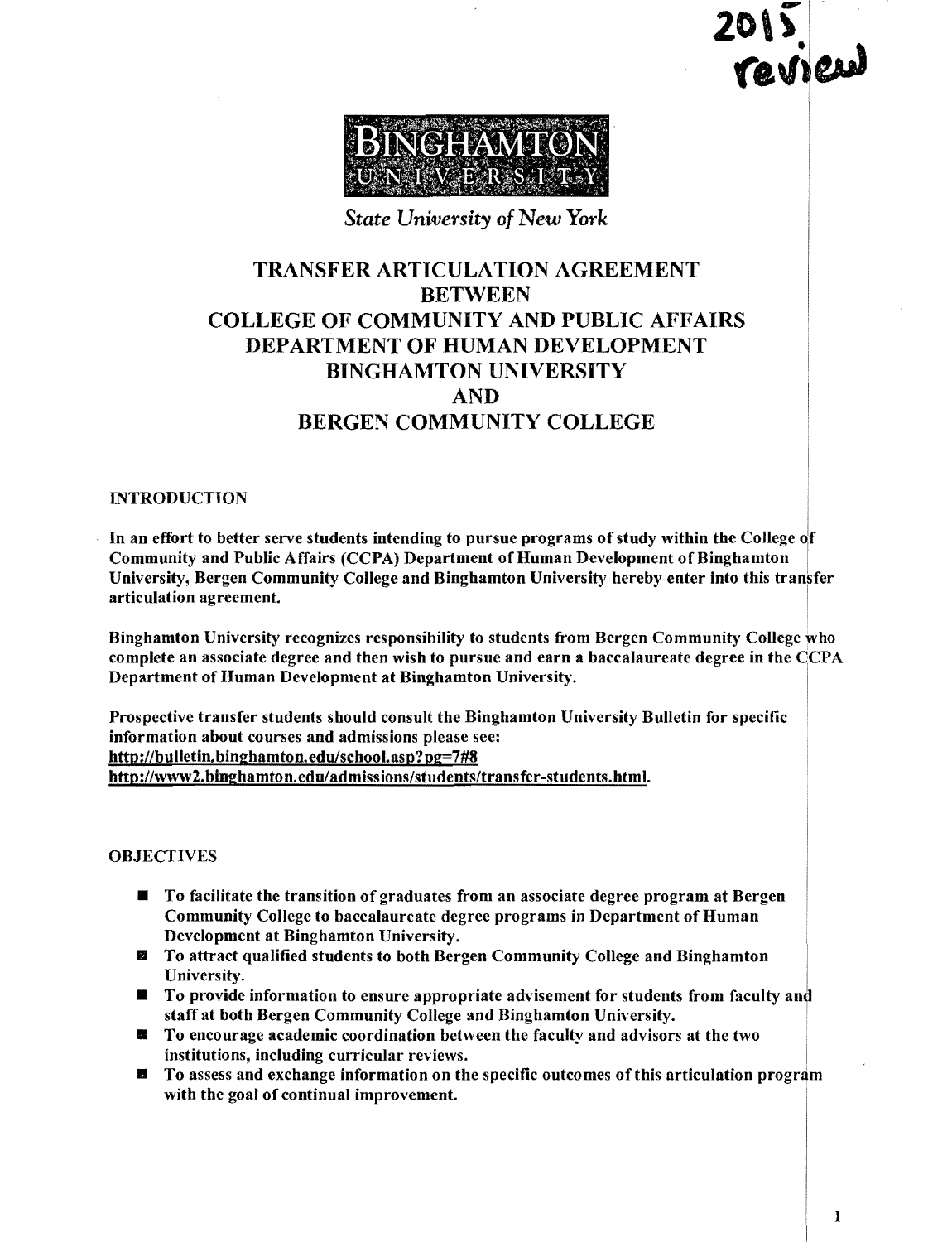2015 review

BINGHAMTON UNIVERSITY

*State University of New York*

# TRANSFER ARTICULATION AGREEMENT BETWEEN COLLEGE OF COMMUNITY AND PUBLIC AFFAIRS DEPARTMENT OF HUMAN DEVELOPMENT BINGHAMTON UNIVERSITY AND BERGEN COMMUNITY COLLEGE

## INTRODUCTION

**In an effort to better serve students intending to pursue programs of study within the College of Community and Public Affairs (CCPA) Department of Human Development of Binghamton University, Bergen Community College and Binghamton University hereby enter into this transfer articulation agreement.**

**Binghamton University recognizes responsibility to students from Bergen Community College who complete an associate degree and then wish to pursue and earn a baccalaureate degree in the CCPA Department of Human Development at Binghamton University.**

**Prospective transfer students should consult the Binghamton University Bulletin for specific information about courses and admissions please see:**
**http://bulletin.binghamton.edu/school.asp?pg=7#8**
**http://www2.binghamton.edu/admissions/students/transfer-students.html.**

## OBJECTIVES

- **To facilitate the transition of graduates from an associate degree program at Bergen Community College to baccalaureate degree programs in Department of Human Development at Binghamton University.**
- **To attract qualified students to both Bergen Community College and Binghamton University.**
- **To provide information to ensure appropriate advisement for students from faculty and staff at both Bergen Community College and Binghamton University.**
- **To encourage academic coordination between the faculty and advisors at the two institutions, including curricular reviews.**
- **To assess and exchange information on the specific outcomes of this articulation program with the goal of continual improvement.**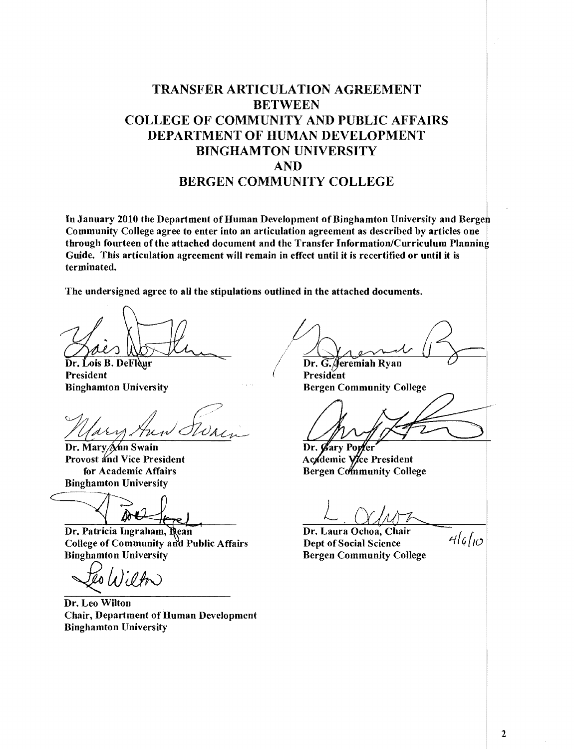# TRANSFER ARTICULATION AGREEMENT BETWEEN COLLEGE OF COMMUNITY AND PUBLIC AFFAIRS DEPARTMENT OF HUMAN DEVELOPMENT BINGHAMTON UNIVERSITY AND BERGEN COMMUNITY COLLEGE

**In January 2010 the Department of Human Development of Binghamton University and Bergen Community College agree to enter into an articulation agreement as described by articles one through fourteen of the attached document and the Transfer Information/Curriculum Planning Guide. This articulation agreement will remain in effect until it is recertified or until it is terminated.**

**The undersigned agree to all the stipulations outlined in the attached documents.**

**Dr. Lois B. DeFleur**
**President**
**Binghamton University**

**Dr. Mary Ann Swain**
**Provost and Vice President for Academic Affairs**
**Binghamton University**

**Dr. Patricia Ingraham, Dean**
**College of Community and Public Affairs**
**Binghamton University**

**Dr. Leo Wilton**
**Chair, Department of Human Development**
**Binghamton University**

**Dr. G. Jeremiah Ryan**
**President**
**Bergen Community College**

**Dr. Gary Porter**
**Academic Vice President**
**Bergen Community College**

**Dr. Laura Ochoa, Chair**
**Dept of Social Science**
**Bergen Community College**

4/6/10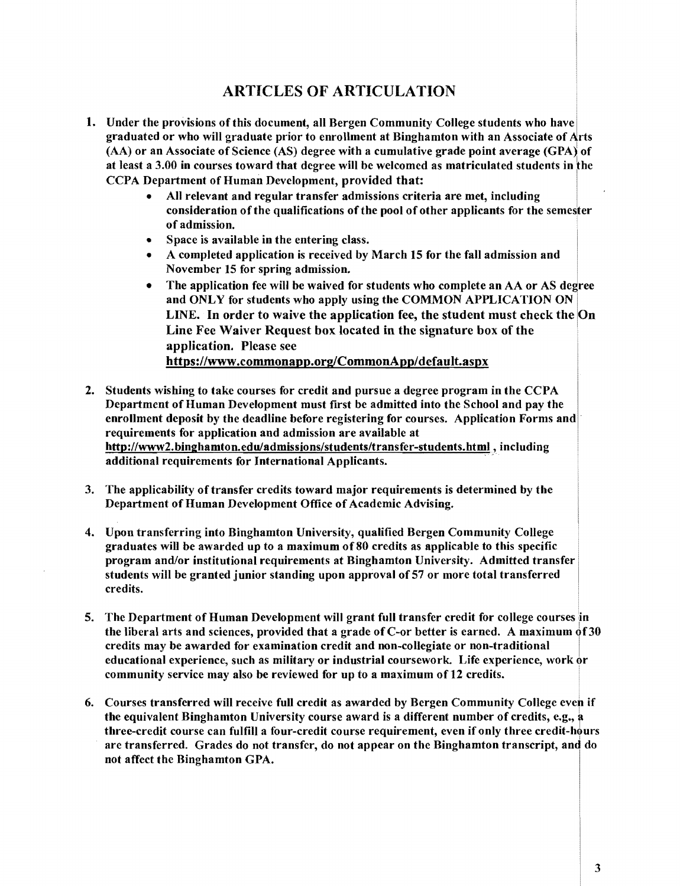## ARTICLES OF ARTICULATION

1. **Under the provisions of this document, all Bergen Community College students who have graduated or who will graduate prior to enrollment at Binghamton with an Associate of Arts (AA) or an Associate of Science (AS) degree with a cumulative grade point average (GPA) of at least a 3.00 in courses toward that degree will be welcomed as matriculated students in the CCPA Department of Human Development, provided that:**
   - **All relevant and regular transfer admissions criteria are met, including consideration of the qualifications of the pool of other applicants for the semester of admission.**
   - **Space is available in the entering class.**
   - **A completed application is received by March 15 for the fall admission and November 15 for spring admission.**
   - **The application fee will be waived for students who complete an AA or AS degree and ONLY for students who apply using the COMMON APPLICATION ON LINE. In order to waive the application fee, the student must check the On Line Fee Waiver Request box located in the signature box of the application. Please see https://www.commonapp.org/CommonApp/default.aspx**

2. **Students wishing to take courses for credit and pursue a degree program in the CCPA Department of Human Development must first be admitted into the School and pay the enrollment deposit by the deadline before registering for courses. Application Forms and requirements for application and admission are available at http://www2.binghamton.edu/admissions/students/transfer-students.html, including additional requirements for International Applicants.**

3. **The applicability of transfer credits toward major requirements is determined by the Department of Human Development Office of Academic Advising.**

4. **Upon transferring into Binghamton University, qualified Bergen Community College graduates will be awarded up to a maximum of 80 credits as applicable to this specific program and/or institutional requirements at Binghamton University. Admitted transfer students will be granted junior standing upon approval of 57 or more total transferred credits.**

5. **The Department of Human Development will grant full transfer credit for college courses in the liberal arts and sciences, provided that a grade of C-or better is earned. A maximum of 30 credits may be awarded for examination credit and non-collegiate or non-traditional educational experience, such as military or industrial coursework. Life experience, work or community service may also be reviewed for up to a maximum of 12 credits.**

6. **Courses transferred will receive full credit as awarded by Bergen Community College even if the equivalent Binghamton University course award is a different number of credits, e.g., a three-credit course can fulfill a four-credit course requirement, even if only three credit-hours are transferred. Grades do not transfer, do not appear on the Binghamton transcript, and do not affect the Binghamton GPA.**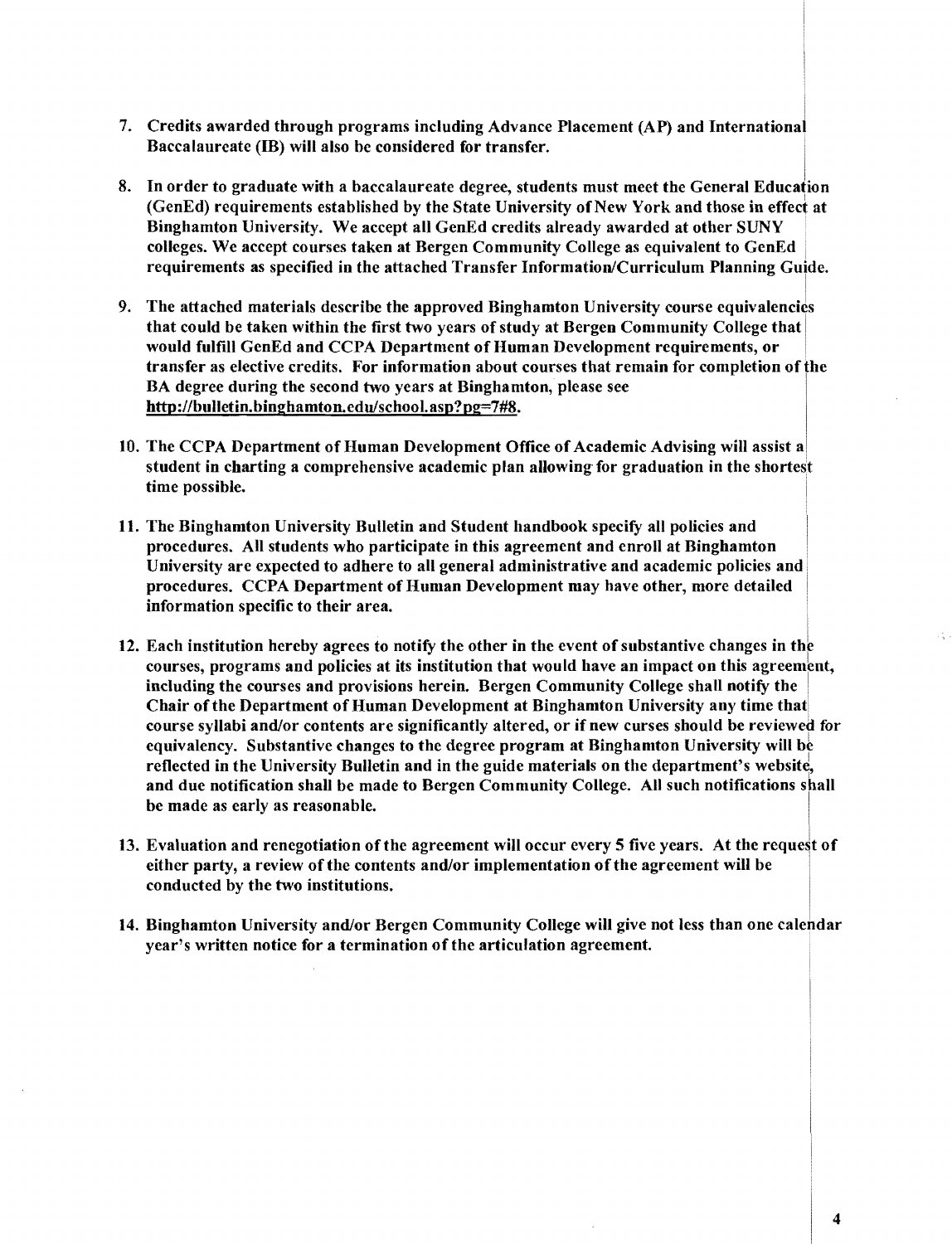7. **Credits awarded through programs including Advance Placement (AP) and International Baccalaureate (IB) will also be considered for transfer.**

8. **In order to graduate with a baccalaureate degree, students must meet the General Education (GenEd) requirements established by the State University of New York and those in effect at Binghamton University. We accept all GenEd credits already awarded at other SUNY colleges. We accept courses taken at Bergen Community College as equivalent to GenEd requirements as specified in the attached Transfer Information/Curriculum Planning Guide.**

9. **The attached materials describe the approved Binghamton University course equivalencies that could be taken within the first two years of study at Bergen Community College that would fulfill GenEd and CCPA Department of Human Development requirements, or transfer as elective credits. For information about courses that remain for completion of the BA degree during the second two years at Binghamton, please see http://bulletin.binghamton.edu/school.asp?pg=7#8.**

10. **The CCPA Department of Human Development Office of Academic Advising will assist a student in charting a comprehensive academic plan allowing for graduation in the shortest time possible.**

11. **The Binghamton University Bulletin and Student handbook specify all policies and procedures. All students who participate in this agreement and enroll at Binghamton University are expected to adhere to all general administrative and academic policies and procedures. CCPA Department of Human Development may have other, more detailed information specific to their area.**

12. **Each institution hereby agrees to notify the other in the event of substantive changes in the courses, programs and policies at its institution that would have an impact on this agreement, including the courses and provisions herein. Bergen Community College shall notify the Chair of the Department of Human Development at Binghamton University any time that course syllabi and/or contents are significantly altered, or if new curses should be reviewed for equivalency. Substantive changes to the degree program at Binghamton University will be reflected in the University Bulletin and in the guide materials on the department's website, and due notification shall be made to Bergen Community College. All such notifications shall be made as early as reasonable.**

13. **Evaluation and renegotiation of the agreement will occur every 5 five years. At the request of either party, a review of the contents and/or implementation of the agreement will be conducted by the two institutions.**

14. **Binghamton University and/or Bergen Community College will give not less than one calendar year's written notice for a termination of the articulation agreement.**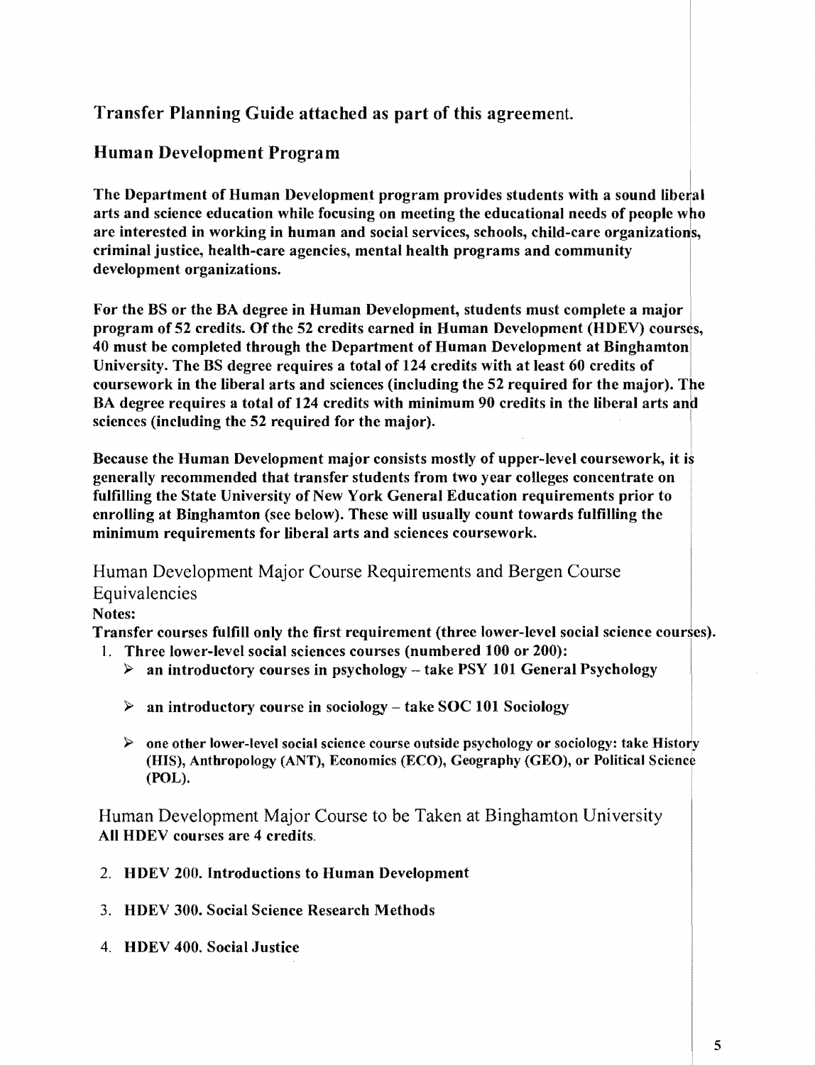## Transfer Planning Guide attached as part of this agreement.

## Human Development Program

**The Department of Human Development program provides students with a sound liberal arts and science education while focusing on meeting the educational needs of people who are interested in working in human and social services, schools, child-care organizations, criminal justice, health-care agencies, mental health programs and community development organizations.**

**For the BS or the BA degree in Human Development, students must complete a major program of 52 credits. Of the 52 credits earned in Human Development (HDEV) courses, 40 must be completed through the Department of Human Development at Binghamton University. The BS degree requires a total of 124 credits with at least 60 credits of coursework in the liberal arts and sciences (including the 52 required for the major). The BA degree requires a total of 124 credits with minimum 90 credits in the liberal arts and sciences (including the 52 required for the major).**

**Because the Human Development major consists mostly of upper-level coursework, it is generally recommended that transfer students from two year colleges concentrate on fulfilling the State University of New York General Education requirements prior to enrolling at Binghamton (see below). These will usually count towards fulfilling the minimum requirements for liberal arts and sciences coursework.**

### Human Development Major Course Requirements and Bergen Course Equivalencies

**Notes:**

**Transfer courses fulfill only the first requirement (three lower-level social science courses).**

1. **Three lower-level social sciences courses (numbered 100 or 200):**
   - **an introductory courses in psychology – take PSY 101 General Psychology**
   - **an introductory course in sociology – take SOC 101 Sociology**
   - **one other lower-level social science course outside psychology or sociology: take History (HIS), Anthropology (ANT), Economics (ECO), Geography (GEO), or Political Science (POL).**

### Human Development Major Course to be Taken at Binghamton University

**All HDEV courses are 4 credits.**

2. **HDEV 200. Introductions to Human Development**
3. **HDEV 300. Social Science Research Methods**
4. **HDEV 400. Social Justice**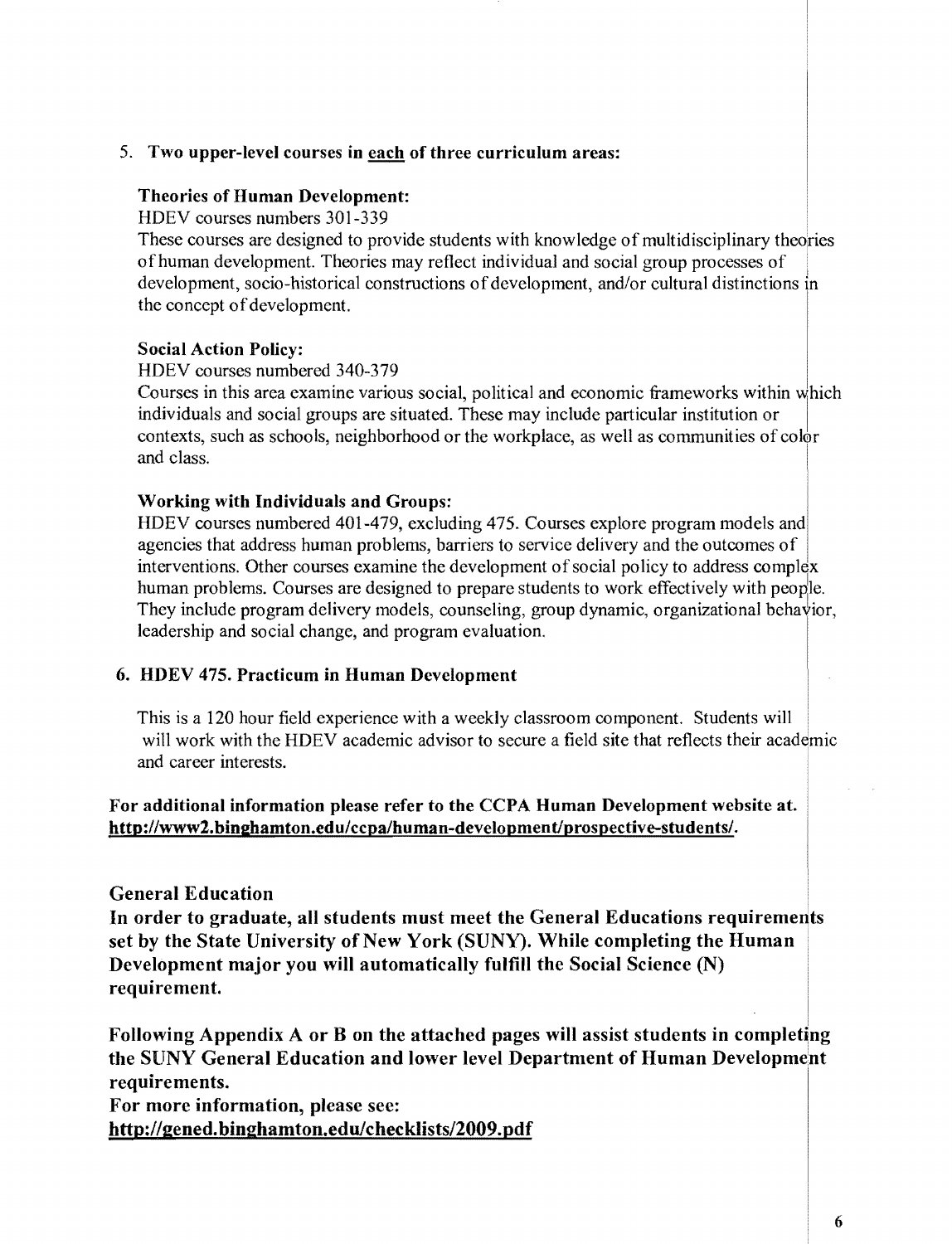5. **Two upper-level courses in <u>each</u> of three curriculum areas:**

   **Theories of Human Development:**
   HDEV courses numbers 301-339
   These courses are designed to provide students with knowledge of multidisciplinary theories of human development. Theories may reflect individual and social group processes of development, socio-historical constructions of development, and/or cultural distinctions in the concept of development.

   **Social Action Policy:**
   HDEV courses numbered 340-379
   Courses in this area examine various social, political and economic frameworks within which individuals and social groups are situated. These may include particular institution or contexts, such as schools, neighborhood or the workplace, as well as communities of color and class.

   **Working with Individuals and Groups:**
   HDEV courses numbered 401-479, excluding 475. Courses explore program models and agencies that address human problems, barriers to service delivery and the outcomes of interventions. Other courses examine the development of social policy to address complex human problems. Courses are designed to prepare students to work effectively with people. They include program delivery models, counseling, group dynamic, organizational behavior, leadership and social change, and program evaluation.

6. **HDEV 475. Practicum in Human Development**

   This is a 120 hour field experience with a weekly classroom component. Students will will work with the HDEV academic advisor to secure a field site that reflects their academic and career interests.

**For additional information please refer to the CCPA Human Development website at. http://www2.binghamton.edu/ccpa/human-development/prospective-students/.**

## General Education

**In order to graduate, all students must meet the General Educations requirements set by the State University of New York (SUNY). While completing the Human Development major you will automatically fulfill the Social Science (N) requirement.**

**Following Appendix A or B on the attached pages will assist students in completing the SUNY General Education and lower level Department of Human Development requirements.**
**For more information, please see:**
**http://gened.binghamton.edu/checklists/2009.pdf**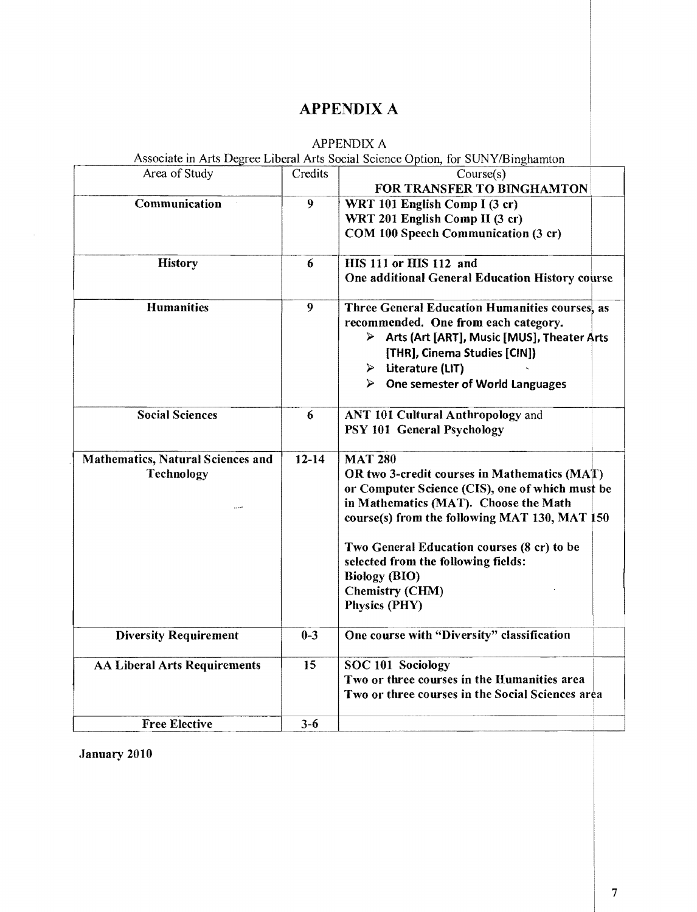# APPENDIX A

APPENDIX A

Associate in Arts Degree Liberal Arts Social Science Option, for SUNY/Binghamton

| Area of Study | Credits | Course(s) **FOR TRANSFER TO BINGHAMTON** |
|---|---|---|
| **Communication** | **9** | **WRT 101 English Comp I (3 cr)**<br>**WRT 201 English Comp II (3 cr)**<br>**COM 100 Speech Communication (3 cr)** |
| **History** | **6** | **HIS 111 or HIS 112 and**<br>**One additional General Education History course** |
| **Humanities** | **9** | **Three General Education Humanities courses, as recommended. One from each category.**<br>➢ **Arts (Art [ART], Music [MUS], Theater Arts [THR], Cinema Studies [CIN])**<br>➢ **Literature (LIT)**<br>➢ **One semester of World Languages** |
| **Social Sciences** | **6** | **ANT 101 Cultural Anthropology** and<br>**PSY 101 General Psychology** |
| **Mathematics, Natural Sciences and Technology** | **12-14** | **MAT 280**<br>**OR two 3-credit courses in Mathematics (MAT) or Computer Science (CIS), one of which must be in Mathematics (MAT). Choose the Math course(s) from the following MAT 130, MAT 150**<br><br>**Two General Education courses (8 cr) to be selected from the following fields:**<br>**Biology (BIO)**<br>**Chemistry (CHM)**<br>**Physics (PHY)** |
| **Diversity Requirement** | **0-3** | **One course with "Diversity" classification** |
| **AA Liberal Arts Requirements** | **15** | **SOC 101 Sociology**<br>**Two or three courses in the Humanities area**<br>**Two or three courses in the Social Sciences area** |
| **Free Elective** | **3-6** | |

**January 2010**